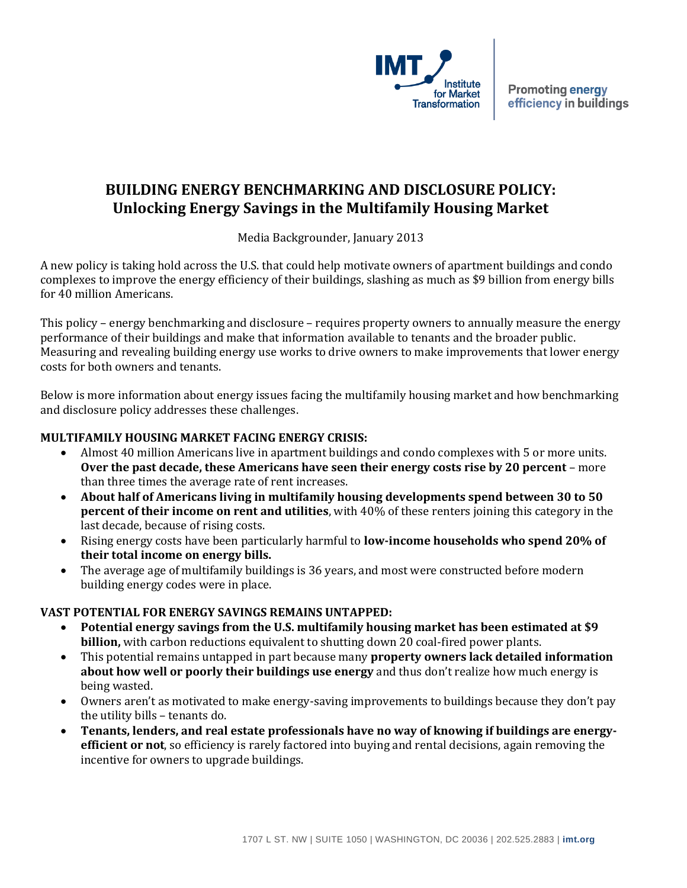IMT Institute for Market Transformation | Promoting energy efficiency in buildings

# BUILDING ENERGY BENCHMARKING AND DISCLOSURE POLICY: Unlocking Energy Savings in the Multifamily Housing Market

Media Backgrounder, January 2013

A new policy is taking hold across the U.S. that could help motivate owners of apartment buildings and condo complexes to improve the energy efficiency of their buildings, slashing as much as $9 billion from energy bills for 40 million Americans.

This policy – energy benchmarking and disclosure – requires property owners to annually measure the energy performance of their buildings and make that information available to tenants and the broader public. Measuring and revealing building energy use works to drive owners to make improvements that lower energy costs for both owners and tenants.

Below is more information about energy issues facing the multifamily housing market and how benchmarking and disclosure policy addresses these challenges.

**MULTIFAMILY HOUSING MARKET FACING ENERGY CRISIS:**

- Almost 40 million Americans live in apartment buildings and condo complexes with 5 or more units. **Over the past decade, these Americans have seen their energy costs rise by 20 percent** – more than three times the average rate of rent increases.
- **About half of Americans living in multifamily housing developments spend between 30 to 50 percent of their income on rent and utilities**, with 40% of these renters joining this category in the last decade, because of rising costs.
- Rising energy costs have been particularly harmful to **low-income households who spend 20% of their total income on energy bills.**
- The average age of multifamily buildings is 36 years, and most were constructed before modern building energy codes were in place.

**VAST POTENTIAL FOR ENERGY SAVINGS REMAINS UNTAPPED:**

- **Potential energy savings from the U.S. multifamily housing market has been estimated at $9 billion,** with carbon reductions equivalent to shutting down 20 coal-fired power plants.
- This potential remains untapped in part because many **property owners lack detailed information about how well or poorly their buildings use energy** and thus don't realize how much energy is being wasted.
- Owners aren't as motivated to make energy-saving improvements to buildings because they don't pay the utility bills – tenants do.
- **Tenants, lenders, and real estate professionals have no way of knowing if buildings are energy-efficient or not**, so efficiency is rarely factored into buying and rental decisions, again removing the incentive for owners to upgrade buildings.

1707 L ST. NW | SUITE 1050 | WASHINGTON, DC 20036 | 202.525.2883 | imt.org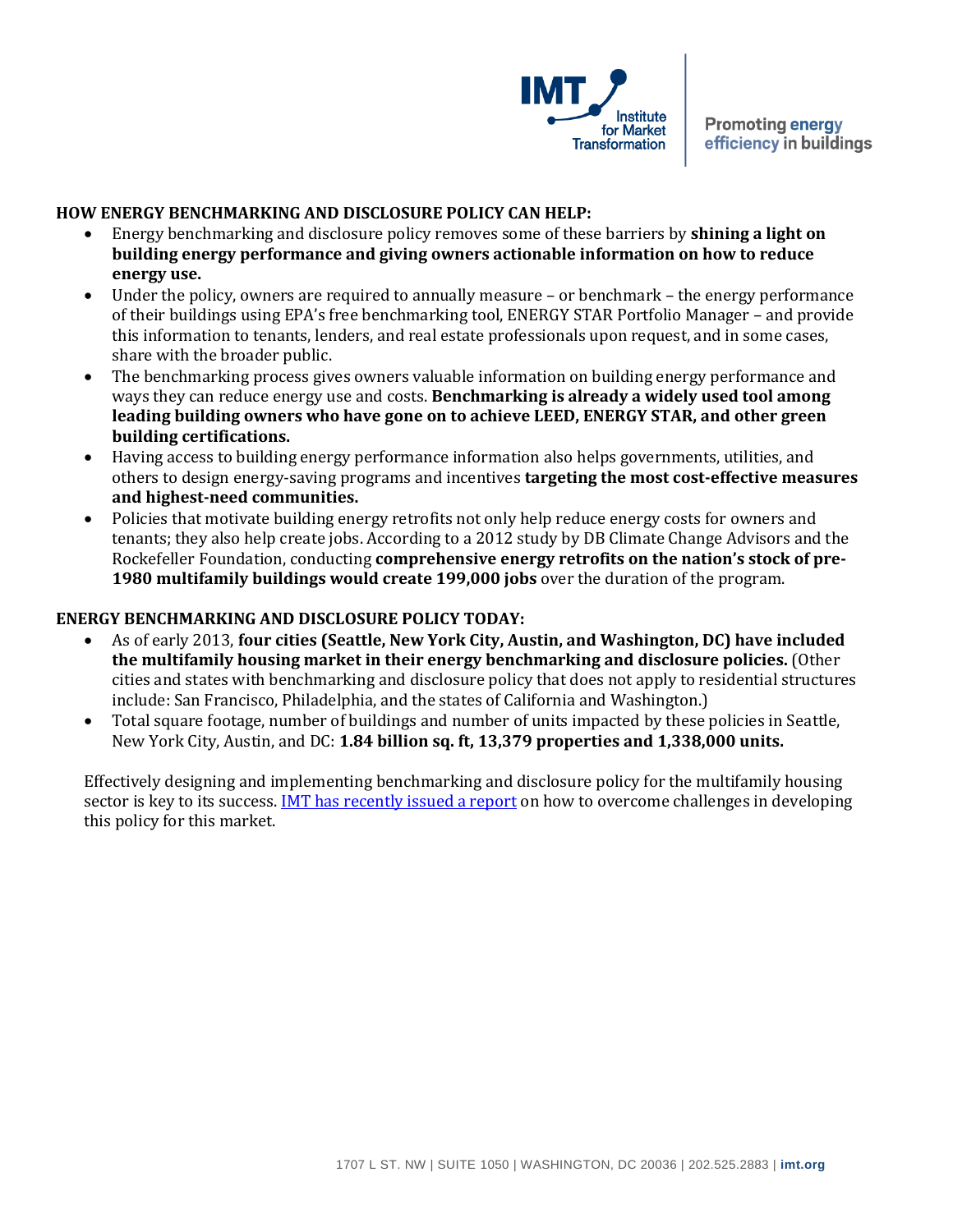## HOW ENERGY BENCHMARKING AND DISCLOSURE POLICY CAN HELP:

- Energy benchmarking and disclosure policy removes some of these barriers by **shining a light on building energy performance and giving owners actionable information on how to reduce energy use.**
- Under the policy, owners are required to annually measure – or benchmark – the energy performance of their buildings using EPA's free benchmarking tool, ENERGY STAR Portfolio Manager – and provide this information to tenants, lenders, and real estate professionals upon request, and in some cases, share with the broader public.
- The benchmarking process gives owners valuable information on building energy performance and ways they can reduce energy use and costs. **Benchmarking is already a widely used tool among leading building owners who have gone on to achieve LEED, ENERGY STAR, and other green building certifications.**
- Having access to building energy performance information also helps governments, utilities, and others to design energy-saving programs and incentives **targeting the most cost-effective measures and highest-need communities.**
- Policies that motivate building energy retrofits not only help reduce energy costs for owners and tenants; they also help create jobs. According to a 2012 study by DB Climate Change Advisors and the Rockefeller Foundation, conducting **comprehensive energy retrofits on the nation's stock of pre-1980 multifamily buildings would create 199,000 jobs** over the duration of the program.

## ENERGY BENCHMARKING AND DISCLOSURE POLICY TODAY:

- As of early 2013, **four cities (Seattle, New York City, Austin, and Washington, DC) have included the multifamily housing market in their energy benchmarking and disclosure policies.** (Other cities and states with benchmarking and disclosure policy that does not apply to residential structures include: San Francisco, Philadelphia, and the states of California and Washington.)
- Total square footage, number of buildings and number of units impacted by these policies in Seattle, New York City, Austin, and DC: **1.84 billion sq. ft, 13,379 properties and 1,338,000 units.**

Effectively designing and implementing benchmarking and disclosure policy for the multifamily housing sector is key to its success. [IMT has recently issued a report] on how to overcome challenges in developing this policy for this market.